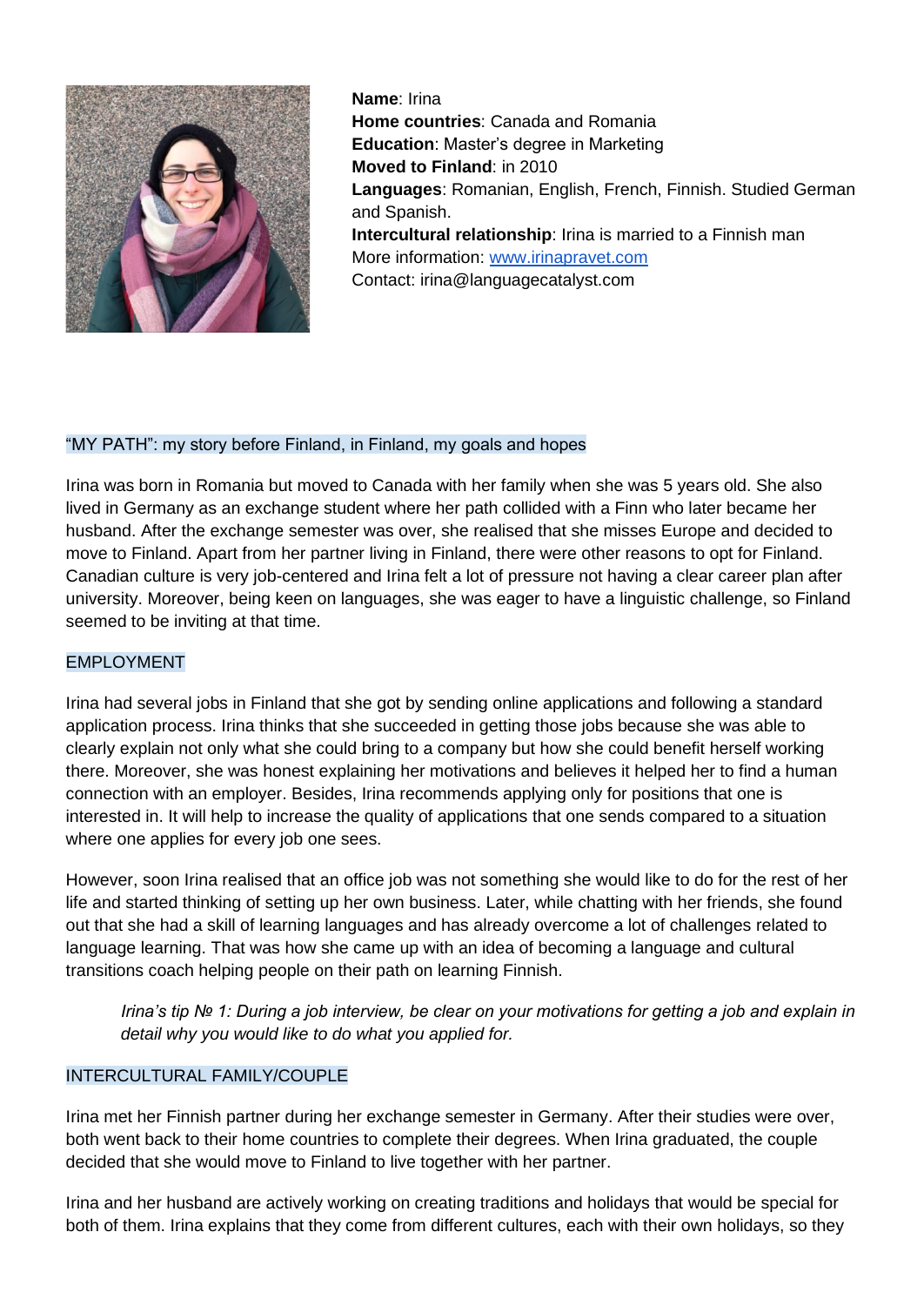**Name**: Irina
**Home countries**: Canada and Romania
**Education**: Master's degree in Marketing
**Moved to Finland**: in 2010
**Languages**: Romanian, English, French, Finnish. Studied German and Spanish.
**Intercultural relationship**: Irina is married to a Finnish man
More information: [www.irinapravet.com](http://www.irinapravet.com)
Contact: irina@languagecatalyst.com

## "MY PATH": my story before Finland, in Finland, my goals and hopes

Irina was born in Romania but moved to Canada with her family when she was 5 years old. She also lived in Germany as an exchange student where her path collided with a Finn who later became her husband. After the exchange semester was over, she realised that she misses Europe and decided to move to Finland. Apart from her partner living in Finland, there were other reasons to opt for Finland. Canadian culture is very job-centered and Irina felt a lot of pressure not having a clear career plan after university. Moreover, being keen on languages, she was eager to have a linguistic challenge, so Finland seemed to be inviting at that time.

## EMPLOYMENT

Irina had several jobs in Finland that she got by sending online applications and following a standard application process. Irina thinks that she succeeded in getting those jobs because she was able to clearly explain not only what she could bring to a company but how she could benefit herself working there. Moreover, she was honest explaining her motivations and believes it helped her to find a human connection with an employer. Besides, Irina recommends applying only for positions that one is interested in. It will help to increase the quality of applications that one sends compared to a situation where one applies for every job one sees.

However, soon Irina realised that an office job was not something she would like to do for the rest of her life and started thinking of setting up her own business. Later, while chatting with her friends, she found out that she had a skill of learning languages and has already overcome a lot of challenges related to language learning. That was how she came up with an idea of becoming a language and cultural transitions coach helping people on their path on learning Finnish.

> *Irina's tip № 1: During a job interview, be clear on your motivations for getting a job and explain in detail why you would like to do what you applied for.*

## INTERCULTURAL FAMILY/COUPLE

Irina met her Finnish partner during her exchange semester in Germany. After their studies were over, both went back to their home countries to complete their degrees. When Irina graduated, the couple decided that she would move to Finland to live together with her partner.

Irina and her husband are actively working on creating traditions and holidays that would be special for both of them. Irina explains that they come from different cultures, each with their own holidays, so they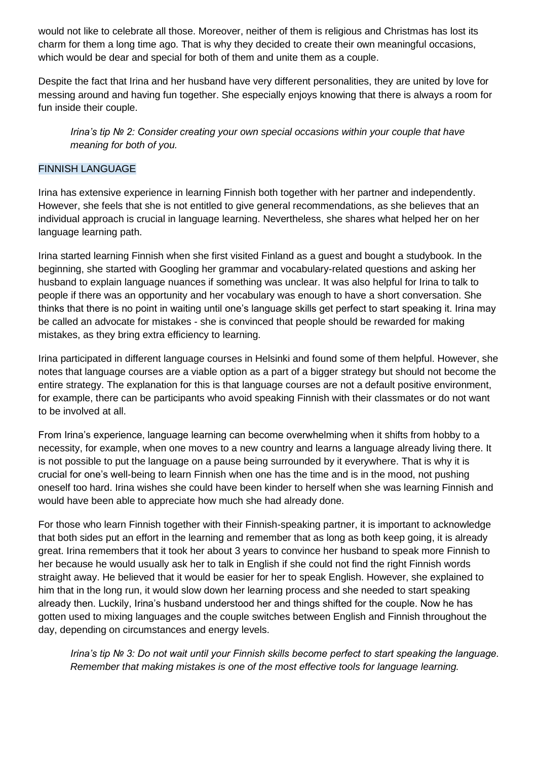would not like to celebrate all those. Moreover, neither of them is religious and Christmas has lost its charm for them a long time ago. That is why they decided to create their own meaningful occasions, which would be dear and special for both of them and unite them as a couple.

Despite the fact that Irina and her husband have very different personalities, they are united by love for messing around and having fun together. She especially enjoys knowing that there is always a room for fun inside their couple.

> *Irina's tip № 2: Consider creating your own special occasions within your couple that have meaning for both of you.*

## FINNISH LANGUAGE

Irina has extensive experience in learning Finnish both together with her partner and independently. However, she feels that she is not entitled to give general recommendations, as she believes that an individual approach is crucial in language learning. Nevertheless, she shares what helped her on her language learning path.

Irina started learning Finnish when she first visited Finland as a guest and bought a studybook. In the beginning, she started with Googling her grammar and vocabulary-related questions and asking her husband to explain language nuances if something was unclear. It was also helpful for Irina to talk to people if there was an opportunity and her vocabulary was enough to have a short conversation. She thinks that there is no point in waiting until one's language skills get perfect to start speaking it. Irina may be called an advocate for mistakes - she is convinced that people should be rewarded for making mistakes, as they bring extra efficiency to learning.

Irina participated in different language courses in Helsinki and found some of them helpful. However, she notes that language courses are a viable option as a part of a bigger strategy but should not become the entire strategy. The explanation for this is that language courses are not a default positive environment, for example, there can be participants who avoid speaking Finnish with their classmates or do not want to be involved at all.

From Irina's experience, language learning can become overwhelming when it shifts from hobby to a necessity, for example, when one moves to a new country and learns a language already living there. It is not possible to put the language on a pause being surrounded by it everywhere. That is why it is crucial for one's well-being to learn Finnish when one has the time and is in the mood, not pushing oneself too hard. Irina wishes she could have been kinder to herself when she was learning Finnish and would have been able to appreciate how much she had already done.

For those who learn Finnish together with their Finnish-speaking partner, it is important to acknowledge that both sides put an effort in the learning and remember that as long as both keep going, it is already great. Irina remembers that it took her about 3 years to convince her husband to speak more Finnish to her because he would usually ask her to talk in English if she could not find the right Finnish words straight away. He believed that it would be easier for her to speak English. However, she explained to him that in the long run, it would slow down her learning process and she needed to start speaking already then. Luckily, Irina's husband understood her and things shifted for the couple. Now he has gotten used to mixing languages and the couple switches between English and Finnish throughout the day, depending on circumstances and energy levels.

> *Irina's tip № 3: Do not wait until your Finnish skills become perfect to start speaking the language. Remember that making mistakes is one of the most effective tools for language learning.*